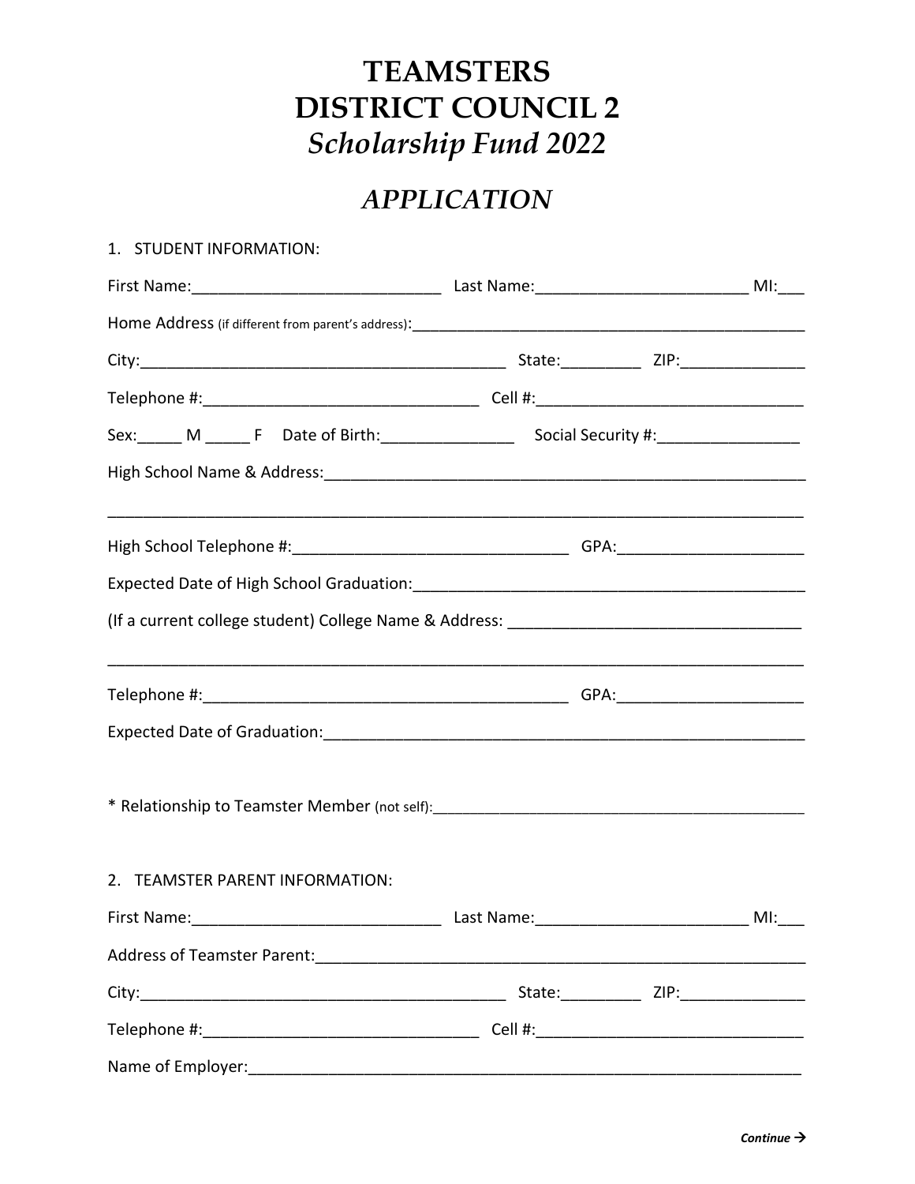# TEAMSTERS
# DISTRICT COUNCIL 2
## *Scholarship Fund 2022*

## *APPLICATION*

1. STUDENT INFORMATION:

First Name:____________________________ Last Name:________________________ MI:___

Home Address (if different from parent's address):_____________________________________________

City:__________________________________________ State:_________ ZIP:______________

Telephone #:_______________________________ Cell #:______________________________

Sex:_____ M _____ F Date of Birth:_______________ Social Security #:________________

High School Name & Address:________________________________________________________

_______________________________________________________________________________

High School Telephone #:_______________________________ GPA:_____________________

Expected Date of High School Graduation:______________________________________________

(If a current college student) College Name & Address: _________________________________

_______________________________________________________________________________

Telephone #:__________________________________________ GPA:_____________________

Expected Date of Graduation:________________________________________________________

* Relationship to Teamster Member (not self):_____________________________________________

2. TEAMSTER PARENT INFORMATION:

First Name:____________________________ Last Name:________________________ MI:___

Address of Teamster Parent:________________________________________________________

City:__________________________________________ State:_________ ZIP:______________

Telephone #:_______________________________ Cell #:______________________________

Name of Employer:_________________________________________________________________

***Continue →***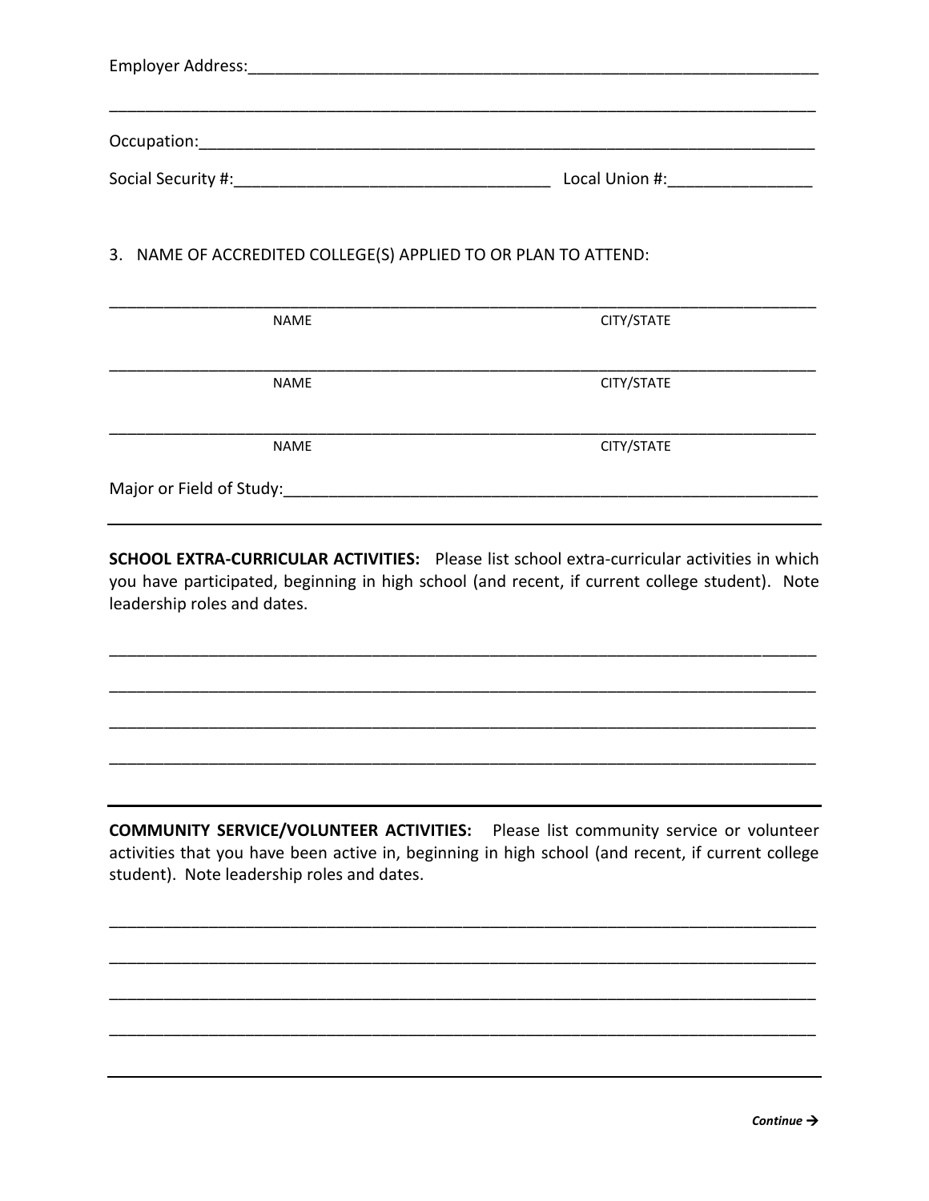Employer Address:_______________________________________________________________

_______________________________________________________________________________

Occupation:_____________________________________________________________________

Social Security #:__________________________________ Local Union #:________________

3. NAME OF ACCREDITED COLLEGE(S) APPLIED TO OR PLAN TO ATTEND:

_______________________________________________________________________________
NAME CITY/STATE

_______________________________________________________________________________
NAME CITY/STATE

_______________________________________________________________________________
NAME CITY/STATE

Major or Field of Study:__________________________________________________________

---

**SCHOOL EXTRA-CURRICULAR ACTIVITIES:** Please list school extra-curricular activities in which you have participated, beginning in high school (and recent, if current college student). Note leadership roles and dates.

_______________________________________________________________________________

_______________________________________________________________________________

_______________________________________________________________________________

_______________________________________________________________________________

---

**COMMUNITY SERVICE/VOLUNTEER ACTIVITIES:** Please list community service or volunteer activities that you have been active in, beginning in high school (and recent, if current college student). Note leadership roles and dates.

_______________________________________________________________________________

_______________________________________________________________________________

_______________________________________________________________________________

_______________________________________________________________________________

---

***Continue →***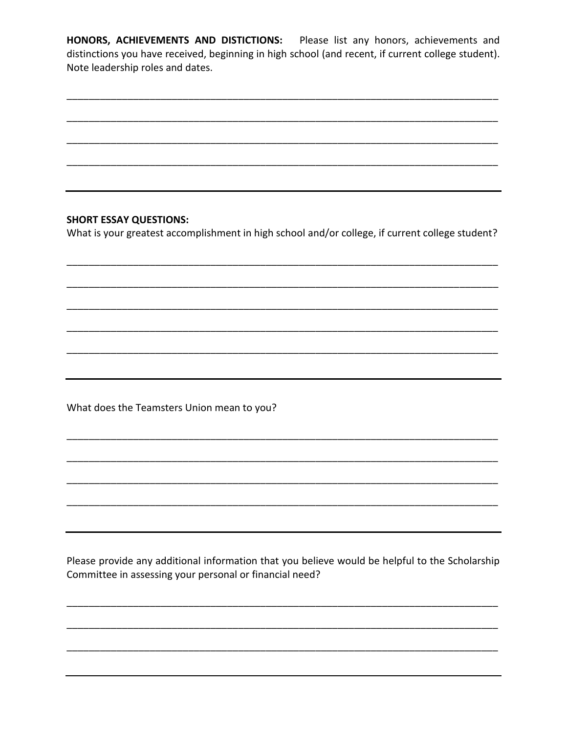**HONORS, ACHIEVEMENTS AND DISTICTIONS:** Please list any honors, achievements and distinctions you have received, beginning in high school (and recent, if current college student). Note leadership roles and dates.

______________________________________________________________________________

______________________________________________________________________________

______________________________________________________________________________

______________________________________________________________________________

---

**SHORT ESSAY QUESTIONS:**

What is your greatest accomplishment in high school and/or college, if current college student?

______________________________________________________________________________

______________________________________________________________________________

______________________________________________________________________________

______________________________________________________________________________

______________________________________________________________________________

---

What does the Teamsters Union mean to you?

______________________________________________________________________________

______________________________________________________________________________

______________________________________________________________________________

______________________________________________________________________________

---

Please provide any additional information that you believe would be helpful to the Scholarship Committee in assessing your personal or financial need?

______________________________________________________________________________

______________________________________________________________________________

______________________________________________________________________________

---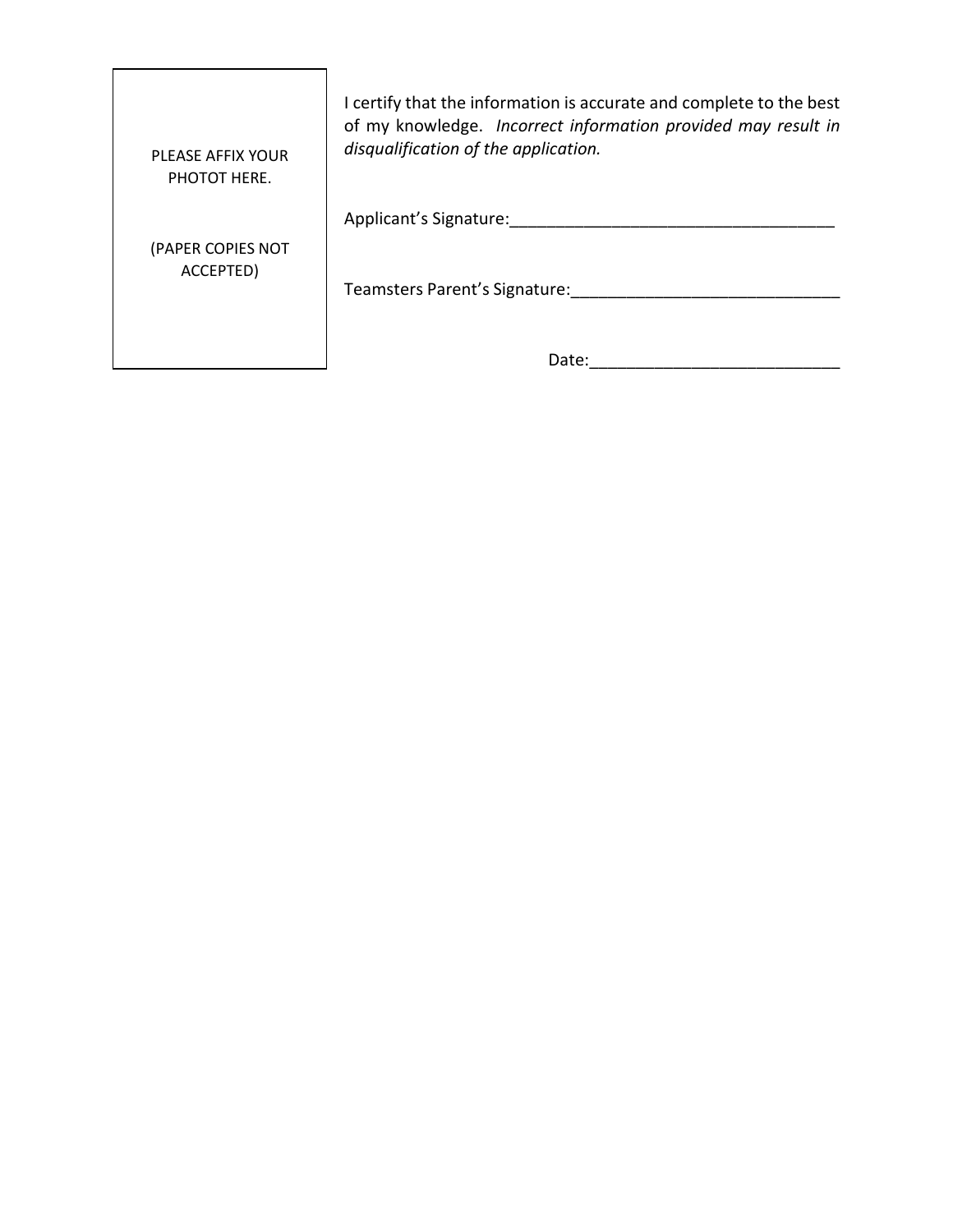PLEASE AFFIX YOUR PHOTOT HERE.

(PAPER COPIES NOT ACCEPTED)

I certify that the information is accurate and complete to the best of my knowledge. *Incorrect information provided may result in disqualification of the application.*

Applicant's Signature:___________________________________

Teamsters Parent's Signature:_____________________________

Date:___________________________